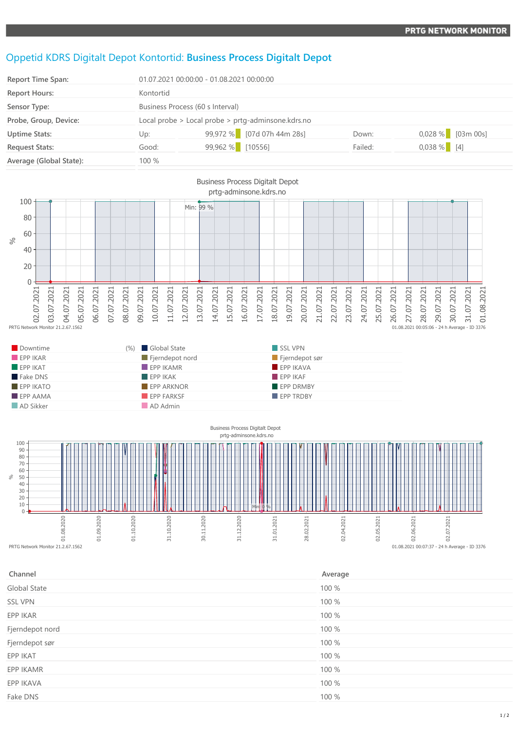PRTG NETWORK MONITOR

# Oppetid KDRS Digitalt Depot Kontortid: **Business Process Digitalt Depot**

| | | | | | |
|---|---|---|---|---|---|
| **Report Time Span:** | 01.07.2021 00:00:00 - 01.08.2021 00:00:00 | | | | |
| **Report Hours:** | Kontortid | | | | |
| **Sensor Type:** | Business Process (60 s Interval) | | | | |
| **Probe, Group, Device:** | Local probe > Local probe > prtg-adminsone.kdrs.no | | | | |
| **Uptime Stats:** | Up: | 99,972 % [07d 07h 44m 28s] | Down: | 0,028 % [03m 00s] | |
| **Request Stats:** | Good: | 99,962 % [10556] | Failed: | 0,038 % [4] | |
| **Average (Global State):** | 100 % | | | | |

Business Process Digitalt Depot
prtg-adminsone.kdrs.no

PRTG Network Monitor 21.2.67.1562 — 01.08.2021 00:05:06 - 24 h Average - ID 3376

| | (%) | | |
|---|---|---|---|
| Downtime | | Global State | SSL VPN |
| EPP IKAR | | Fjerndepot nord | Fjerndepot sør |
| EPP IKAT | | EPP IKAMR | EPP IKAVA |
| Fake DNS | | EPP IKAK | EPP IKAF |
| EPP IKATO | | EPP ARKNOR | EPP DRMBY |
| EPP AAMA | | EPP FARKSF | EPP TRDBY |
| AD Sikker | | AD Admin | |

Business Process Digitalt Depot
prtg-adminsone.kdrs.no

PRTG Network Monitor 21.2.67.1562 — 01.08.2021 00:07:37 - 24 h Average - ID 3376

| Channel | Average |
|---|---|
| Global State | 100 % |
| SSL VPN | 100 % |
| EPP IKAR | 100 % |
| Fjerndepot nord | 100 % |
| Fjerndepot sør | 100 % |
| EPP IKAT | 100 % |
| EPP IKAMR | 100 % |
| EPP IKAVA | 100 % |
| Fake DNS | 100 % |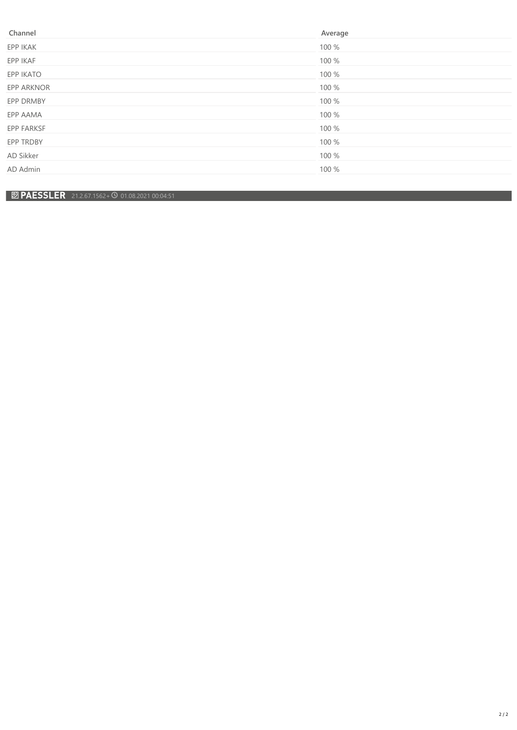| Channel | Average |
| --- | --- |
| EPP IKAK | 100 % |
| EPP IKAF | 100 % |
| EPP IKATO | 100 % |
| EPP ARKNOR | 100 % |
| EPP DRMBY | 100 % |
| EPP AAMA | 100 % |
| EPP FARKSF | 100 % |
| EPP TRDBY | 100 % |
| AD Sikker | 100 % |
| AD Admin | 100 % |

PAESSLER 21.2.67.1562+ 01.08.2021 00:04:51